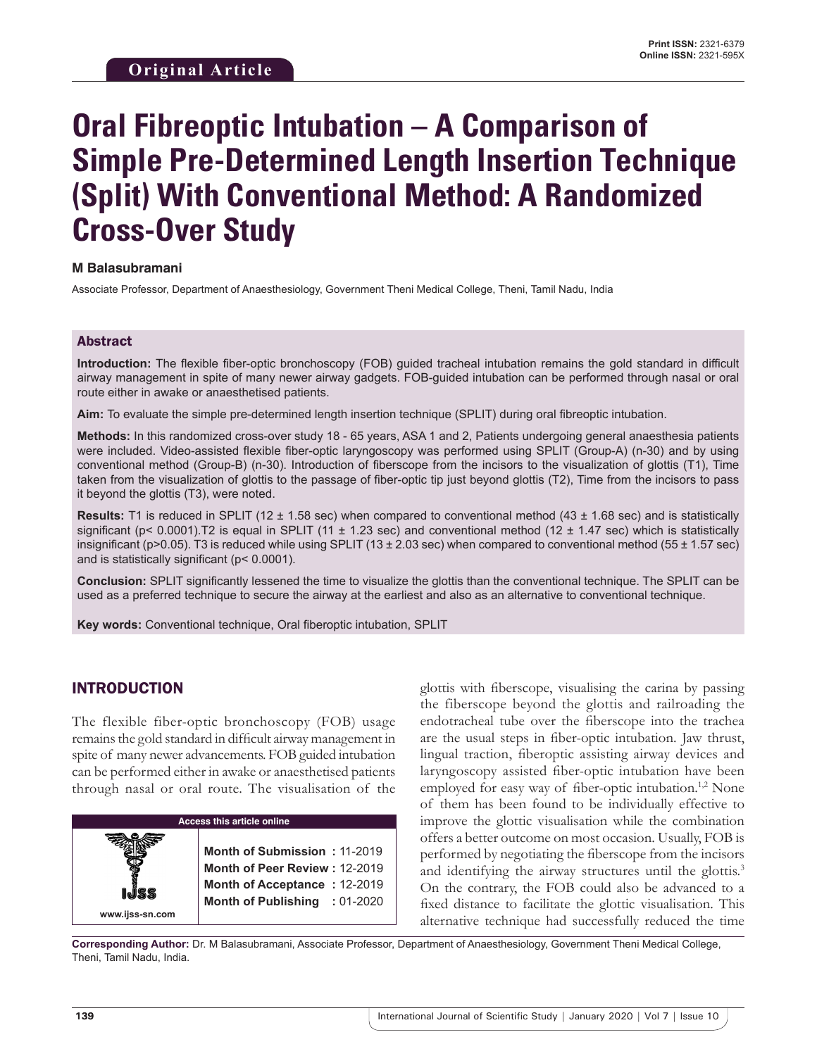Original Article

# Oral Fibreoptic Intubation – A Comparison of Simple Pre-Determined Length Insertion Technique (Split) With Conventional Method: A Randomized Cross-Over Study

**M Balasubramani**

Associate Professor, Department of Anaesthesiology, Government Theni Medical College, Theni, Tamil Nadu, India

## Abstract

**Introduction:** The flexible fiber-optic bronchoscopy (FOB) guided tracheal intubation remains the gold standard in difficult airway management in spite of many newer airway gadgets. FOB-guided intubation can be performed through nasal or oral route either in awake or anaesthetised patients.

**Aim:** To evaluate the simple pre-determined length insertion technique (SPLIT) during oral fibreoptic intubation.

**Methods:** In this randomized cross-over study 18 - 65 years, ASA 1 and 2, Patients undergoing general anaesthesia patients were included. Video-assisted flexible fiber-optic laryngoscopy was performed using SPLIT (Group-A) (n-30) and by using conventional method (Group-B) (n-30). Introduction of fiberscope from the incisors to the visualization of glottis (T1), Time taken from the visualization of glottis to the passage of fiber-optic tip just beyond glottis (T2), Time from the incisors to pass it beyond the glottis (T3), were noted.

**Results:** T1 is reduced in SPLIT (12 ± 1.58 sec) when compared to conventional method (43 ± 1.68 sec) and is statistically significant ($p< 0.0001$).T2 is equal in SPLIT (11 ± 1.23 sec) and conventional method (12 ± 1.47 sec) which is statistically insignificant ($p>0.05$). T3 is reduced while using SPLIT (13 ± 2.03 sec) when compared to conventional method (55 ± 1.57 sec) and is statistically significant ($p< 0.0001$).

**Conclusion:** SPLIT significantly lessened the time to visualize the glottis than the conventional technique. The SPLIT can be used as a preferred technique to secure the airway at the earliest and also as an alternative to conventional technique.

**Key words:** Conventional technique, Oral fiberoptic intubation, SPLIT

## INTRODUCTION

The flexible fiber-optic bronchoscopy (FOB) usage remains the gold standard in difficult airway management in spite of many newer advancements. FOB guided intubation can be performed either in awake or anaesthetised patients through nasal or oral route. The visualisation of the glottis with fiberscope, visualising the carina by passing the fiberscope beyond the glottis and railroading the endotracheal tube over the fiberscope into the trachea are the usual steps in fiber-optic intubation. Jaw thrust, lingual traction, fiberoptic assisting airway devices and laryngoscopy assisted fiber-optic intubation have been employed for easy way of fiber-optic intubation.[1,2] None of them has been found to be individually effective to improve the glottic visualisation while the combination offers a better outcome on most occasion. Usually, FOB is performed by negotiating the fiberscope from the incisors and identifying the airway structures until the glottis.[3] On the contrary, the FOB could also be advanced to a fixed distance to facilitate the glottic visualisation. This alternative technique had successfully reduced the time

| Access this article online | |
|---|---|
| www.ijss-sn.com | **Month of Submission :** 11-2019<br>**Month of Peer Review :** 12-2019<br>**Month of Acceptance :** 12-2019<br>**Month of Publishing :** 01-2020 |

**Corresponding Author:** Dr. M Balasubramani, Associate Professor, Department of Anaesthesiology, Government Theni Medical College, Theni, Tamil Nadu, India.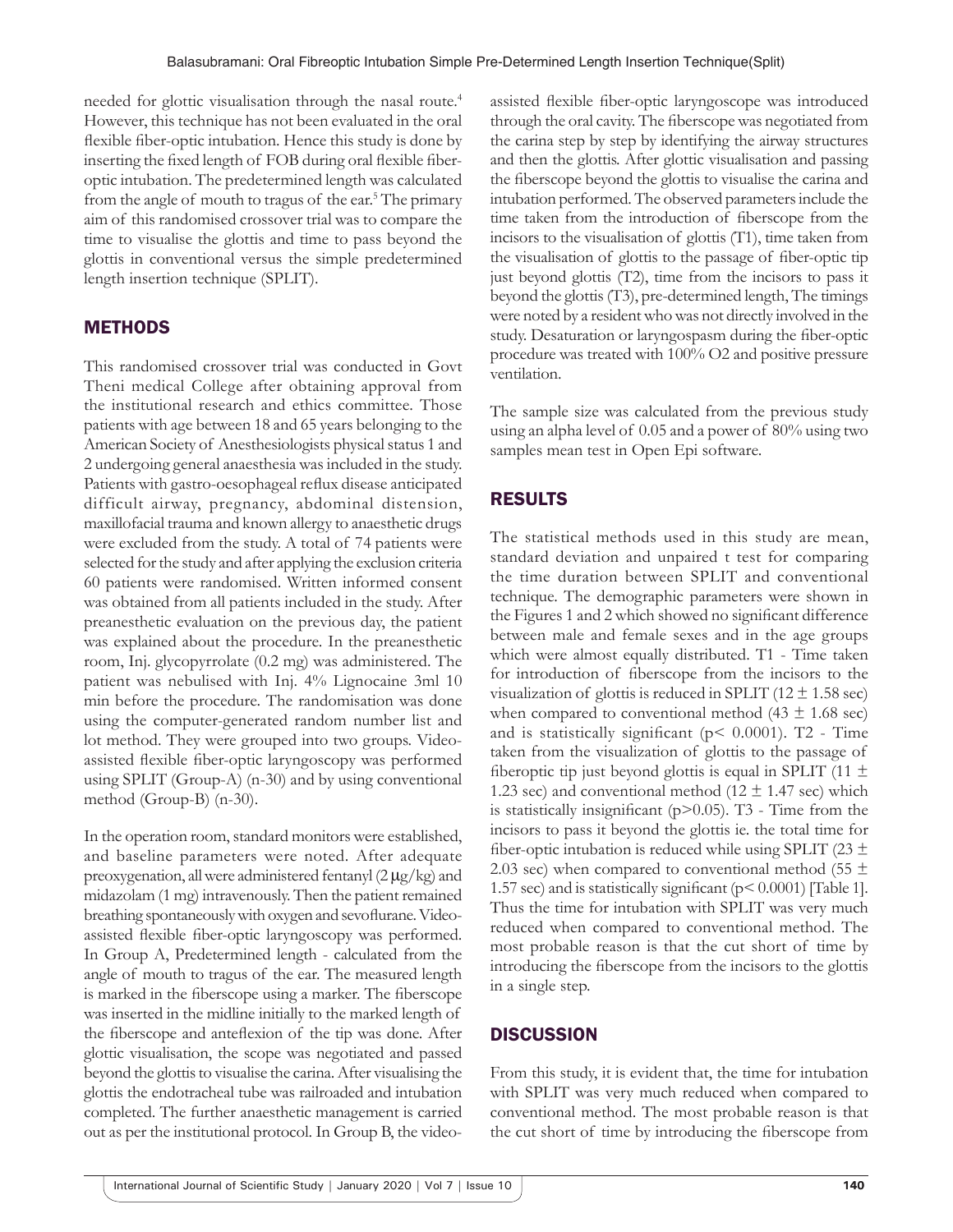needed for glottic visualisation through the nasal route.[4] However, this technique has not been evaluated in the oral flexible fiber-optic intubation. Hence this study is done by inserting the fixed length of FOB during oral flexible fiber-optic intubation. The predetermined length was calculated from the angle of mouth to tragus of the ear.[5] The primary aim of this randomised crossover trial was to compare the time to visualise the glottis and time to pass beyond the glottis in conventional versus the simple predetermined length insertion technique (SPLIT).

## METHODS

This randomised crossover trial was conducted in Govt Theni medical College after obtaining approval from the institutional research and ethics committee. Those patients with age between 18 and 65 years belonging to the American Society of Anesthesiologists physical status 1 and 2 undergoing general anaesthesia was included in the study. Patients with gastro-oesophageal reflux disease anticipated difficult airway, pregnancy, abdominal distension, maxillofacial trauma and known allergy to anaesthetic drugs were excluded from the study. A total of 74 patients were selected for the study and after applying the exclusion criteria 60 patients were randomised. Written informed consent was obtained from all patients included in the study. After preanesthetic evaluation on the previous day, the patient was explained about the procedure. In the preanesthetic room, Inj. glycopyrrolate (0.2 mg) was administered. The patient was nebulised with Inj. 4% Lignocaine 3ml 10 min before the procedure. The randomisation was done using the computer-generated random number list and lot method. They were grouped into two groups. Video-assisted flexible fiber-optic laryngoscopy was performed using SPLIT (Group-A) (n-30) and by using conventional method (Group-B) (n-30).

In the operation room, standard monitors were established, and baseline parameters were noted. After adequate preoxygenation, all were administered fentanyl (2 μg/kg) and midazolam (1 mg) intravenously. Then the patient remained breathing spontaneously with oxygen and sevoflurane. Video-assisted flexible fiber-optic laryngoscopy was performed. In Group A, Predetermined length - calculated from the angle of mouth to tragus of the ear. The measured length is marked in the fiberscope using a marker. The fiberscope was inserted in the midline initially to the marked length of the fiberscope and anteflexion of the tip was done. After glottic visualisation, the scope was negotiated and passed beyond the glottis to visualise the carina. After visualising the glottis the endotracheal tube was railroaded and intubation completed. The further anaesthetic management is carried out as per the institutional protocol. In Group B, the video-assisted flexible fiber-optic laryngoscope was introduced through the oral cavity. The fiberscope was negotiated from the carina step by step by identifying the airway structures and then the glottis. After glottic visualisation and passing the fiberscope beyond the glottis to visualise the carina and intubation performed. The observed parameters include the time taken from the introduction of fiberscope from the incisors to the visualisation of glottis (T1), time taken from the visualisation of glottis to the passage of fiber-optic tip just beyond glottis (T2), time from the incisors to pass it beyond the glottis (T3), pre-determined length, The timings were noted by a resident who was not directly involved in the study. Desaturation or laryngospasm during the fiber-optic procedure was treated with 100% $O_2$ and positive pressure ventilation.

The sample size was calculated from the previous study using an alpha level of 0.05 and a power of 80% using two samples mean test in Open Epi software.

## RESULTS

The statistical methods used in this study are mean, standard deviation and unpaired t test for comparing the time duration between SPLIT and conventional technique. The demographic parameters were shown in the Figures 1 and 2 which showed no significant difference between male and female sexes and in the age groups which were almost equally distributed. T1 - Time taken for introduction of fiberscope from the incisors to the visualization of glottis is reduced in SPLIT (12 ± 1.58 sec) when compared to conventional method (43 ± 1.68 sec) and is statistically significant ($p < 0.0001$). T2 - Time taken from the visualization of glottis to the passage of fiberoptic tip just beyond glottis is equal in SPLIT (11 ± 1.23 sec) and conventional method (12 ± 1.47 sec) which is statistically insignificant ($p > 0.05$). T3 - Time from the incisors to pass it beyond the glottis ie. the total time for fiber-optic intubation is reduced while using SPLIT (23 ± 2.03 sec) when compared to conventional method (55 ± 1.57 sec) and is statistically significant ($p < 0.0001$) [Table 1]. Thus the time for intubation with SPLIT was very much reduced when compared to conventional method. The most probable reason is that the cut short of time by introducing the fiberscope from the incisors to the glottis in a single step.

## DISCUSSION

From this study, it is evident that, the time for intubation with SPLIT was very much reduced when compared to conventional method. The most probable reason is that the cut short of time by introducing the fiberscope from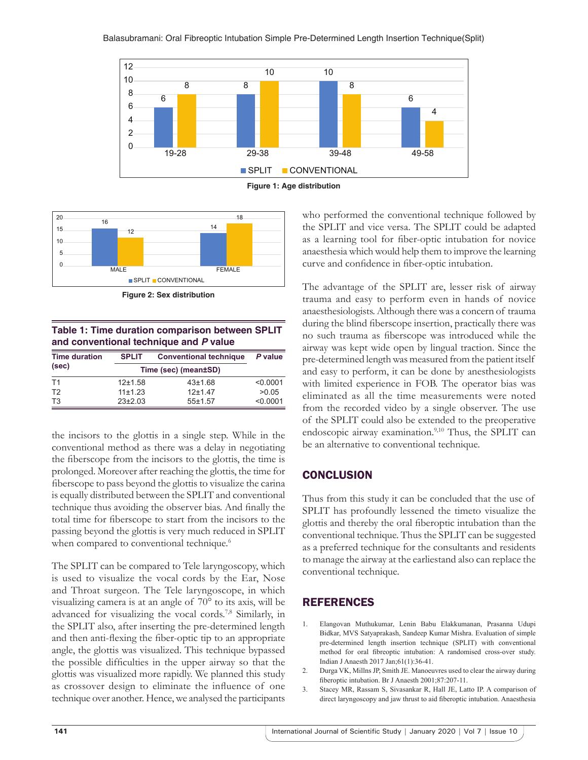Figure 1: Age distribution

Figure 2: Sex distribution

**Table 1: Time duration comparison between SPLIT and conventional technique and *P* value**

| Time duration (sec) | SPLIT | Conventional technique | *P* value |
|---|---|---|---|
| | Time (sec) (mean±SD) | | |
| T1 | 12±1.58 | 43±1.68 | <0.0001 |
| T2 | 11±1.23 | 12±1.47 | >0.05 |
| T3 | 23±2.03 | 55±1.57 | <0.0001 |

the incisors to the glottis in a single step. While in the conventional method as there was a delay in negotiating the fiberscope from the incisors to the glottis, the time is prolonged. Moreover after reaching the glottis, the time for fiberscope to pass beyond the glottis to visualize the carina is equally distributed between the SPLIT and conventional technique thus avoiding the observer bias. And finally the total time for fiberscope to start from the incisors to the passing beyond the glottis is very much reduced in SPLIT when compared to conventional technique.[6]

The SPLIT can be compared to Tele laryngoscopy, which is used to visualize the vocal cords by the Ear, Nose and Throat surgeon. The Tele laryngoscope, in which visualizing camera is at an angle of 70° to its axis, will be advanced for visualizing the vocal cords.[7,8] Similarly, in the SPLIT also, after inserting the pre-determined length and then anti-flexing the fiber-optic tip to an appropriate angle, the glottis was visualized. This technique bypassed the possible difficulties in the upper airway so that the glottis was visualized more rapidly. We planned this study as crossover design to eliminate the influence of one technique over another. Hence, we analysed the participants who performed the conventional technique followed by the SPLIT and vice versa. The SPLIT could be adapted as a learning tool for fiber-optic intubation for novice anaesthesia which would help them to improve the learning curve and confidence in fiber-optic intubation.

The advantage of the SPLIT are, lesser risk of airway trauma and easy to perform even in hands of novice anaesthesiologists. Although there was a concern of trauma during the blind fiberscope insertion, practically there was no such trauma as fiberscope was introduced while the airway was kept wide open by lingual traction. Since the pre-determined length was measured from the patient itself and easy to perform, it can be done by anesthesiologists with limited experience in FOB. The operator bias was eliminated as all the time measurements were noted from the recorded video by a single observer. The use of the SPLIT could also be extended to the preoperative endoscopic airway examination.[9,10] Thus, the SPLIT can be an alternative to conventional technique.

## CONCLUSION

Thus from this study it can be concluded that the use of SPLIT has profoundly lessened the timeto visualize the glottis and thereby the oral fiberoptic intubation than the conventional technique. Thus the SPLIT can be suggested as a preferred technique for the consultants and residents to manage the airway at the earliestand also can replace the conventional technique.

## REFERENCES

1. Elangovan Muthukumar, Lenin Babu Elakkumanan, Prasanna Udupi Bidkar, MVS Satyaprakash, Sandeep Kumar Mishra. Evaluation of simple pre-determined length insertion technique (SPLIT) with conventional method for oral fibreoptic intubation: A randomised cross-over study. Indian J Anaesth 2017 Jan;61(1):36-41.
2. Durga VK, Millns JP, Smith JE. Manoeuvres used to clear the airway during fiberoptic intubation. Br J Anaesth 2001;87:207-11.
3. Stacey MR, Rassam S, Sivasankar R, Hall JE, Latto IP. A comparison of direct laryngoscopy and jaw thrust to aid fiberoptic intubation. Anaesthesia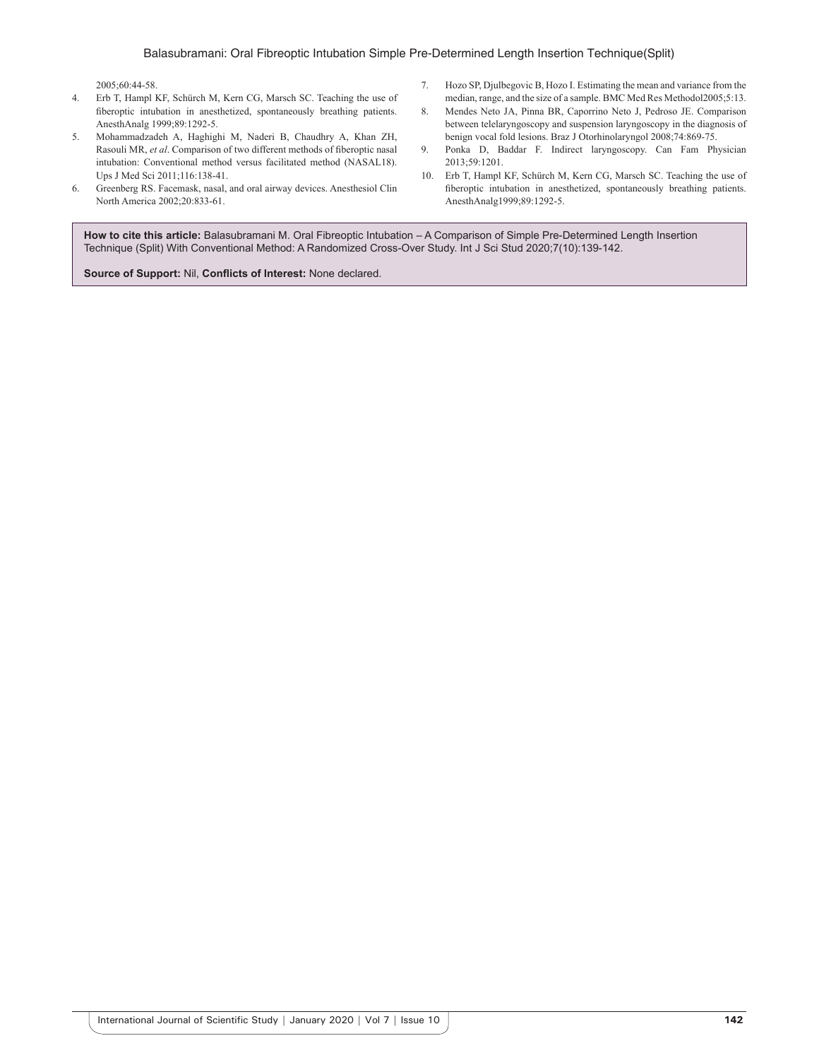2005;60:44-58.

4. Erb T, Hampl KF, Schürch M, Kern CG, Marsch SC. Teaching the use of fiberoptic intubation in anesthetized, spontaneously breathing patients. AnesthAnalg 1999;89:1292-5.
5. Mohammadzadeh A, Haghighi M, Naderi B, Chaudhry A, Khan ZH, Rasouli MR, *et al*. Comparison of two different methods of fiberoptic nasal intubation: Conventional method versus facilitated method (NASAL18). Ups J Med Sci 2011;116:138-41.
6. Greenberg RS. Facemask, nasal, and oral airway devices. Anesthesiol Clin North America 2002;20:833-61.
7. Hozo SP, Djulbegovic B, Hozo I. Estimating the mean and variance from the median, range, and the size of a sample. BMC Med Res Methodol2005;5:13.
8. Mendes Neto JA, Pinna BR, Caporrino Neto J, Pedroso JE. Comparison between telelaryngoscopy and suspension laryngoscopy in the diagnosis of benign vocal fold lesions. Braz J Otorhinolaryngol 2008;74:869-75.
9. Ponka D, Baddar F. Indirect laryngoscopy. Can Fam Physician 2013;59:1201.
10. Erb T, Hampl KF, Schürch M, Kern CG, Marsch SC. Teaching the use of fiberoptic intubation in anesthetized, spontaneously breathing patients. AnesthAnalg1999;89:1292-5.

**How to cite this article:** Balasubramani M. Oral Fibreoptic Intubation – A Comparison of Simple Pre-Determined Length Insertion Technique (Split) With Conventional Method: A Randomized Cross-Over Study. Int J Sci Stud 2020;7(10):139-142.

**Source of Support:** Nil, **Conflicts of Interest:** None declared.